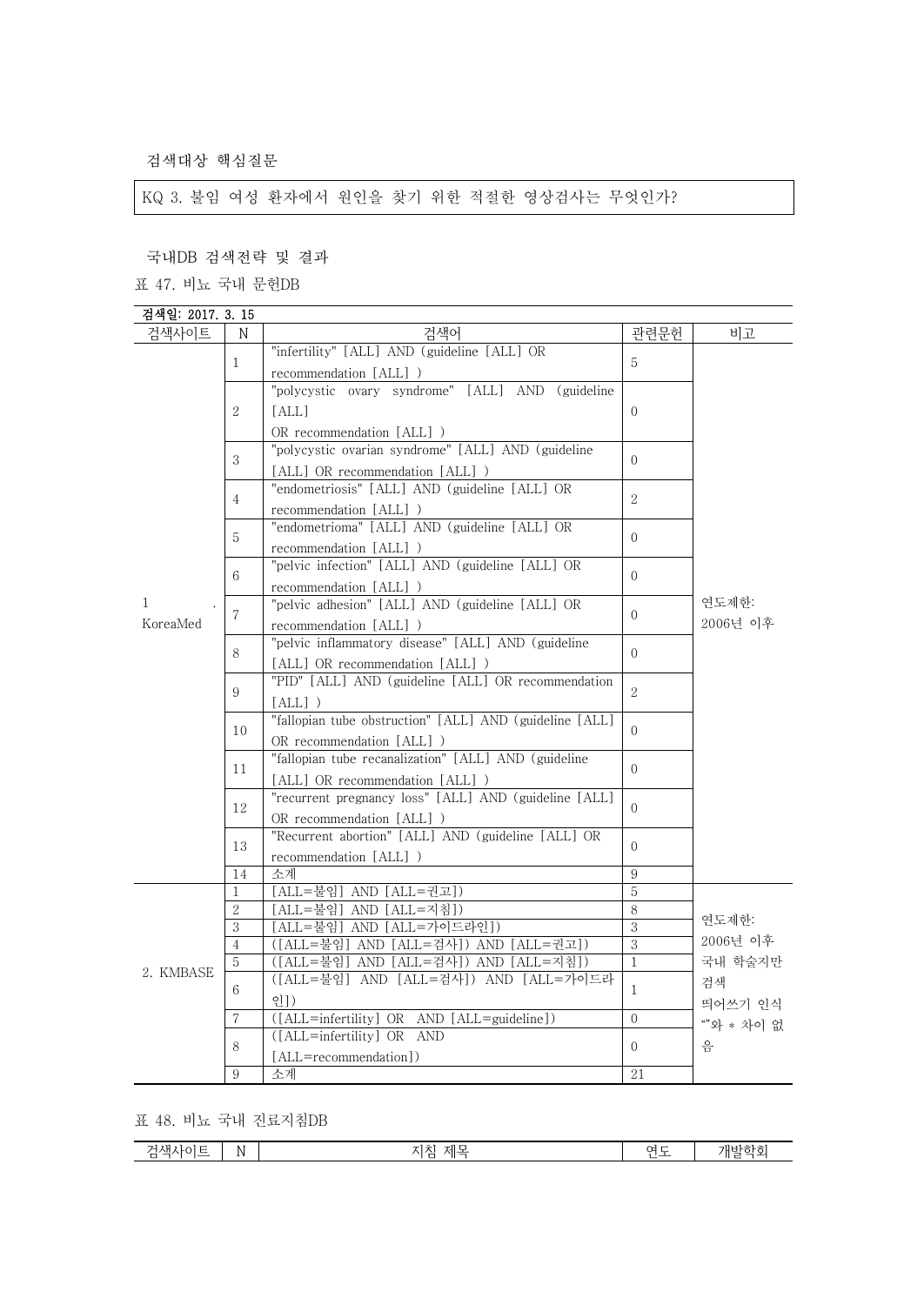검색대상 핵심질문

| KQ 3. 불임 여성 환자에서 원인을 찾기 위한 적절한 영상검사는 무엇인가? |
|---|

국내DB 검색전략 및 결과

표 47. 비뇨 국내 문헌DB

검색일: 2017. 3. 15

| 검색사이트 | N | 검색어 | 관련문헌 | 비고 |
|---|---|---|---|---|
| 1. KoreaMed | 1 | "infertility" [ALL] AND (guideline [ALL] OR recommendation [ALL] ) | 5 | 연도제한: 2006년 이후 |
| | 2 | "polycystic ovary syndrome" [ALL] AND (guideline [ALL] OR recommendation [ALL] ) | 0 | |
| | 3 | "polycystic ovarian syndrome" [ALL] AND (guideline [ALL] OR recommendation [ALL] ) | 0 | |
| | 4 | "endometriosis" [ALL] AND (guideline [ALL] OR recommendation [ALL] ) | 2 | |
| | 5 | "endometrioma" [ALL] AND (guideline [ALL] OR recommendation [ALL] ) | 0 | |
| | 6 | "pelvic infection" [ALL] AND (guideline [ALL] OR recommendation [ALL] ) | 0 | |
| | 7 | "pelvic adhesion" [ALL] AND (guideline [ALL] OR recommendation [ALL] ) | 0 | |
| | 8 | "pelvic inflammatory disease" [ALL] AND (guideline [ALL] OR recommendation [ALL] ) | 0 | |
| | 9 | "PID" [ALL] AND (guideline [ALL] OR recommendation [ALL] ) | 2 | |
| | 10 | "fallopian tube obstruction" [ALL] AND (guideline [ALL] OR recommendation [ALL] ) | 0 | |
| | 11 | "fallopian tube recanalization" [ALL] AND (guideline [ALL] OR recommendation [ALL] ) | 0 | |
| | 12 | "recurrent pregnancy loss" [ALL] AND (guideline [ALL] OR recommendation [ALL] ) | 0 | |
| | 13 | "Recurrent abortion" [ALL] AND (guideline [ALL] OR recommendation [ALL] ) | 0 | |
| | 14 | 소계 | 9 | |
| 2. KMBASE | 1 | [ALL=불임] AND [ALL=권고]) | 5 | 연도제한: 2006년 이후 국내 학술지만 검색 띄어쓰기 인식 ""와 * 차이 없음 |
| | 2 | [ALL=불임] AND [ALL=지침]) | 8 | |
| | 3 | [ALL=불임] AND [ALL=가이드라인]) | 3 | |
| | 4 | ([ALL=불임] AND [ALL=검사]) AND [ALL=권고]) | 3 | |
| | 5 | ([ALL=불임] AND [ALL=검사]) AND [ALL=지침]) | 1 | |
| | 6 | ([ALL=불임] AND [ALL=검사]) AND [ALL=가이드라인]) | 1 | |
| | 7 | ([ALL=infertility] OR AND [ALL=guideline]) | 0 | |
| | 8 | ([ALL=infertility] OR AND [ALL=recommendation]) | 0 | |
| | 9 | 소계 | 21 | |

표 48. 비뇨 국내 진료지침DB

| 검색사이트 | N | 지침 제목 | 연도 | 개발학회 |
|---|---|---|---|---|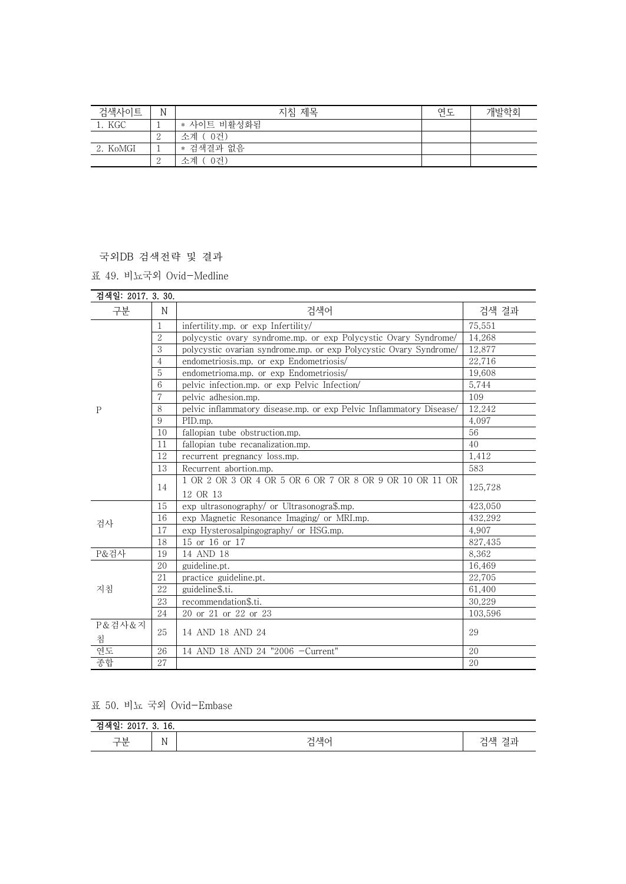| 검색사이트 | N | 지침 제목 | 연도 | 개발학회 |
|---|---|---|---|---|
| 1. KGC | 1 | * 사이트 비활성화됨 | | |
| | 2 | 소계 ( 0건) | | |
| 2. KoMGI | 1 | * 검색결과 없음 | | |
| | 2 | 소계 ( 0건) | | |

국외DB 검색전략 및 결과

표 49. 비뇨국외 Ovid-Medline

| 검색일: 2017. 3. 30. | | | |
|---|---|---|---|
| 구분 | N | 검색어 | 검색 결과 |
| P | 1 | infertility.mp. or exp Infertility/ | 75,551 |
| | 2 | polycystic ovary syndrome.mp. or exp Polycystic Ovary Syndrome/ | 14,268 |
| | 3 | polycystic ovarian syndrome.mp. or exp Polycystic Ovary Syndrome/ | 12,877 |
| | 4 | endometriosis.mp. or exp Endometriosis/ | 22,716 |
| | 5 | endometrioma.mp. or exp Endometriosis/ | 19,608 |
| | 6 | pelvic infection.mp. or exp Pelvic Infection/ | 5,744 |
| | 7 | pelvic adhesion.mp. | 109 |
| | 8 | pelvic inflammatory disease.mp. or exp Pelvic Inflammatory Disease/ | 12,242 |
| | 9 | PID.mp. | 4,097 |
| | 10 | fallopian tube obstruction.mp. | 56 |
| | 11 | fallopian tube recanalization.mp. | 40 |
| | 12 | recurrent pregnancy loss.mp. | 1,412 |
| | 13 | Recurrent abortion.mp. | 583 |
| | 14 | 1 OR 2 OR 3 OR 4 OR 5 OR 6 OR 7 OR 8 OR 9 OR 10 OR 11 OR 12 OR 13 | 125,728 |
| 검사 | 15 | exp ultrasonography/ or Ultrasonogra$.mp. | 423,050 |
| | 16 | exp Magnetic Resonance Imaging/ or MRI.mp. | 432,292 |
| | 17 | exp Hysterosalpingography/ or HSG.mp. | 4,907 |
| | 18 | 15 or 16 or 17 | 827,435 |
| P&검사 | 19 | 14 AND 18 | 8,362 |
| 지침 | 20 | guideline.pt. | 16,469 |
| | 21 | practice guideline.pt. | 22,705 |
| | 22 | guideline$.ti. | 61,400 |
| | 23 | recommendation$.ti. | 30,229 |
| | 24 | 20 or 21 or 22 or 23 | 103,596 |
| P&검사&지침 | 25 | 14 AND 18 AND 24 | 29 |
| 연도 | 26 | 14 AND 18 AND 24 "2006 -Current" | 20 |
| 종합 | 27 | | 20 |

표 50. 비뇨 국외 Ovid-Embase

| 검색일: 2017. 3. 16. | | | |
|---|---|---|---|
| 구분 | N | 검색어 | 검색 결과 |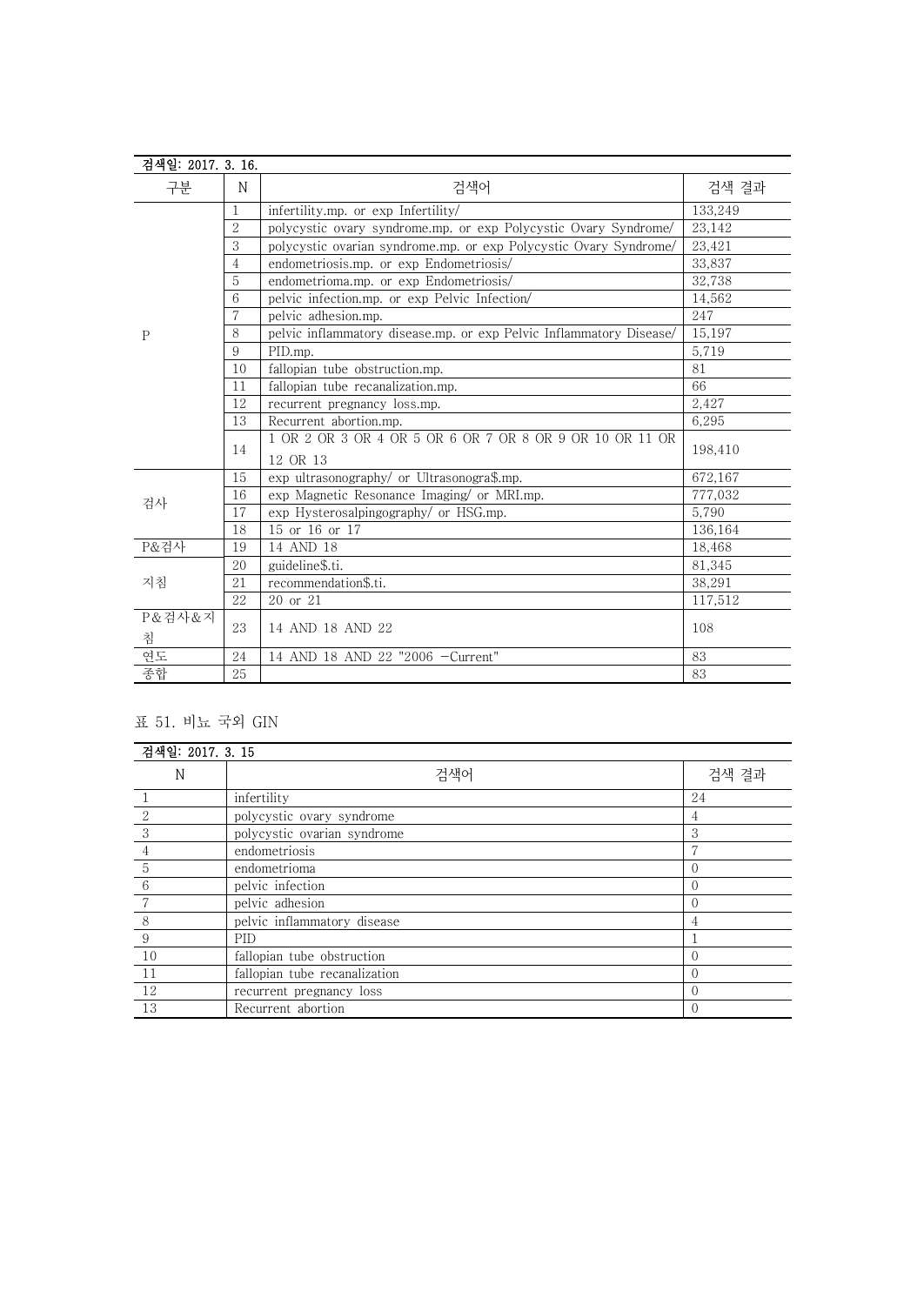검색일: 2017. 3. 16.

| 구분 | N | 검색어 | 검색 결과 |
|---|---|---|---|
| P | 1 | infertility.mp. or exp Infertility/ | 133,249 |
| | 2 | polycystic ovary syndrome.mp. or exp Polycystic Ovary Syndrome/ | 23,142 |
| | 3 | polycystic ovarian syndrome.mp. or exp Polycystic Ovary Syndrome/ | 23,421 |
| | 4 | endometriosis.mp. or exp Endometriosis/ | 33,837 |
| | 5 | endometrioma.mp. or exp Endometriosis/ | 32,738 |
| | 6 | pelvic infection.mp. or exp Pelvic Infection/ | 14,562 |
| | 7 | pelvic adhesion.mp. | 247 |
| | 8 | pelvic inflammatory disease.mp. or exp Pelvic Inflammatory Disease/ | 15,197 |
| | 9 | PID.mp. | 5,719 |
| | 10 | fallopian tube obstruction.mp. | 81 |
| | 11 | fallopian tube recanalization.mp. | 66 |
| | 12 | recurrent pregnancy loss.mp. | 2,427 |
| | 13 | Recurrent abortion.mp. | 6,295 |
| | 14 | 1 OR 2 OR 3 OR 4 OR 5 OR 6 OR 7 OR 8 OR 9 OR 10 OR 11 OR 12 OR 13 | 198,410 |
| 검사 | 15 | exp ultrasonography/ or Ultrasonogra$.mp. | 672,167 |
| | 16 | exp Magnetic Resonance Imaging/ or MRI.mp. | 777,032 |
| | 17 | exp Hysterosalpingography/ or HSG.mp. | 5,790 |
| | 18 | 15 or 16 or 17 | 136,164 |
| P&검사 | 19 | 14 AND 18 | 18,468 |
| 지침 | 20 | guideline$.ti. | 81,345 |
| | 21 | recommendation$.ti. | 38,291 |
| | 22 | 20 or 21 | 117,512 |
| P&검사&지침 | 23 | 14 AND 18 AND 22 | 108 |
| 연도 | 24 | 14 AND 18 AND 22 "2006 −Current" | 83 |
| 종합 | 25 | | 83 |

표 51. 비뇨 국외 GIN

검색일: 2017. 3. 15

| N | 검색어 | 검색 결과 |
|---|---|---|
| 1 | infertility | 24 |
| 2 | polycystic ovary syndrome | 4 |
| 3 | polycystic ovarian syndrome | 3 |
| 4 | endometriosis | 7 |
| 5 | endometrioma | 0 |
| 6 | pelvic infection | 0 |
| 7 | pelvic adhesion | 0 |
| 8 | pelvic inflammatory disease | 4 |
| 9 | PID | 1 |
| 10 | fallopian tube obstruction | 0 |
| 11 | fallopian tube recanalization | 0 |
| 12 | recurrent pregnancy loss | 0 |
| 13 | Recurrent abortion | 0 |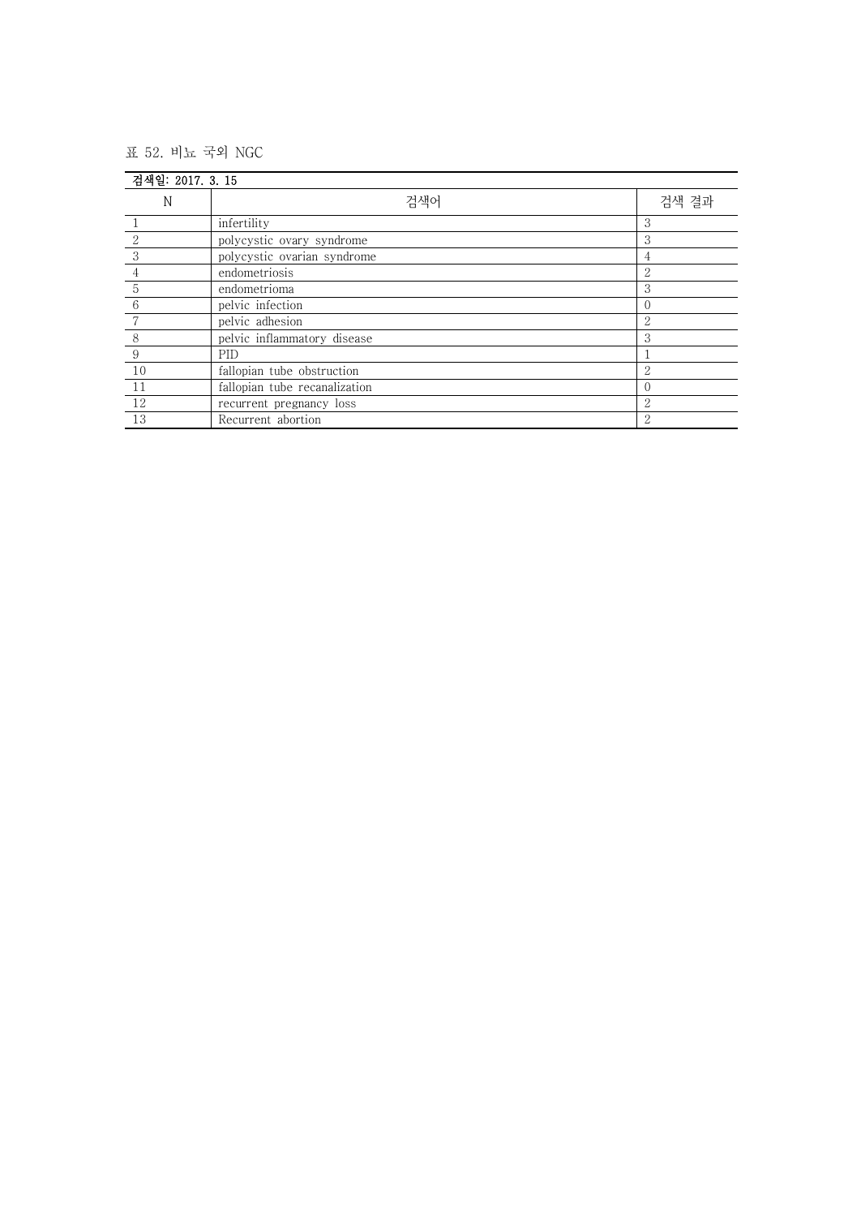표 52. 비뇨 국외 NGC

검색일: 2017. 3. 15

| N | 검색어 | 검색 결과 |
|---|---|---|
| 1 | infertility | 3 |
| 2 | polycystic ovary syndrome | 3 |
| 3 | polycystic ovarian syndrome | 4 |
| 4 | endometriosis | 2 |
| 5 | endometrioma | 3 |
| 6 | pelvic infection | 0 |
| 7 | pelvic adhesion | 2 |
| 8 | pelvic inflammatory disease | 3 |
| 9 | PID | 1 |
| 10 | fallopian tube obstruction | 2 |
| 11 | fallopian tube recanalization | 0 |
| 12 | recurrent pregnancy loss | 2 |
| 13 | Recurrent abortion | 2 |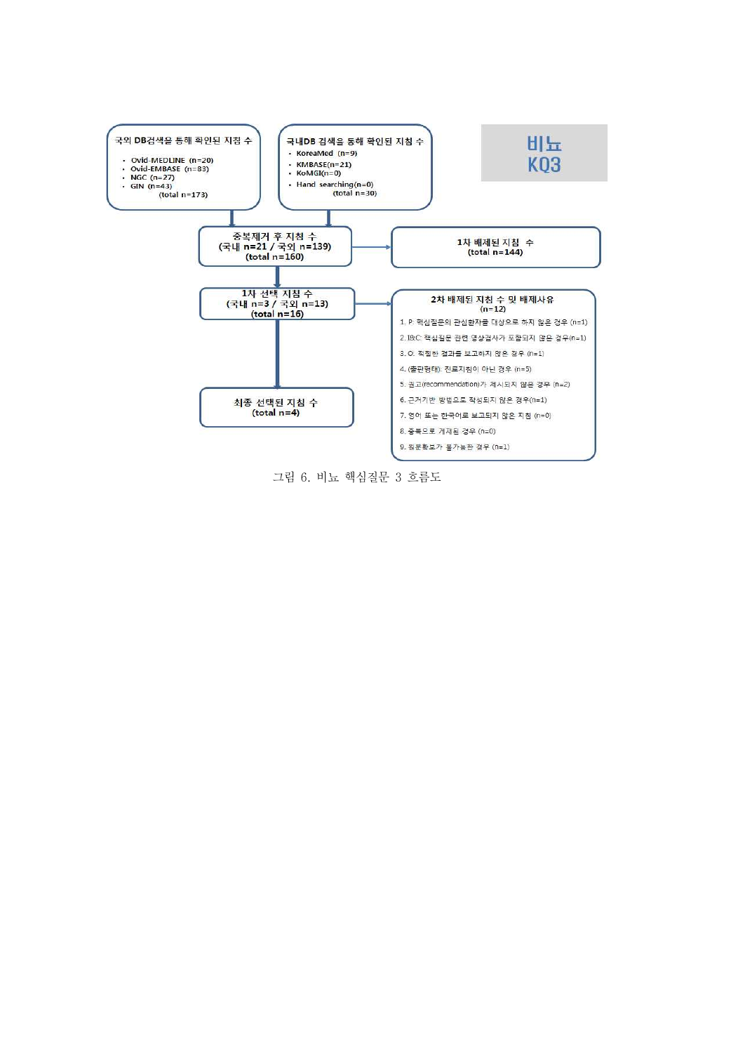비뇨
KQ3

국외 DB검색을 통해 확인된 지침 수

- Ovid-MEDLINE (n=20)
- Ovid-EMBASE (n=83)
- NGC (n=27)
- GIN (n=43)

(total n=173)

국내DB 검색을 통해 확인된 지침 수

- KoreaMed (n=9)
- KMBASE(n=21)
- KoMGI(n=0)
- Hand searching(n=0)

(total n=30)

중복제거 후 지침 수
(국내 n=21 / 국외 n=139)
(total n=160)

1차 배제된 지침 수
(total n=144)

1차 선택 지침 수
(국내 n=3 / 국외 n=13)
(total n=16)

2차 배제된 지침 수 및 배제사유
(n=12)

1. P: 핵심질문의 관심환자를 대상으로 하지 않은 경우 (n=1)
2. I&C: 핵심질문 관련 영상검사가 포함되지 않은 경우(n=1)
3. O: 적절한 결과를 보고하지 않은 경우 (n=1)
4. (출판형태): 진료지침이 아닌 경우 (n=5)
5. 권고(recommendation)가 제시되지 않은 경우 (n=2)
6. 근거기반 방법으로 작성되지 않은 경우(n=1)
7. 영어 또는 한국어로 보고되지 않은 지침 (n=0)
8. 중복으로 게재된 경우 (n=0)
9. 원문확보가 불가능한 경우 (n=1)

최종 선택된 지침 수
(total n=4)

그림 6. 비뇨 핵심질문 3 흐름도